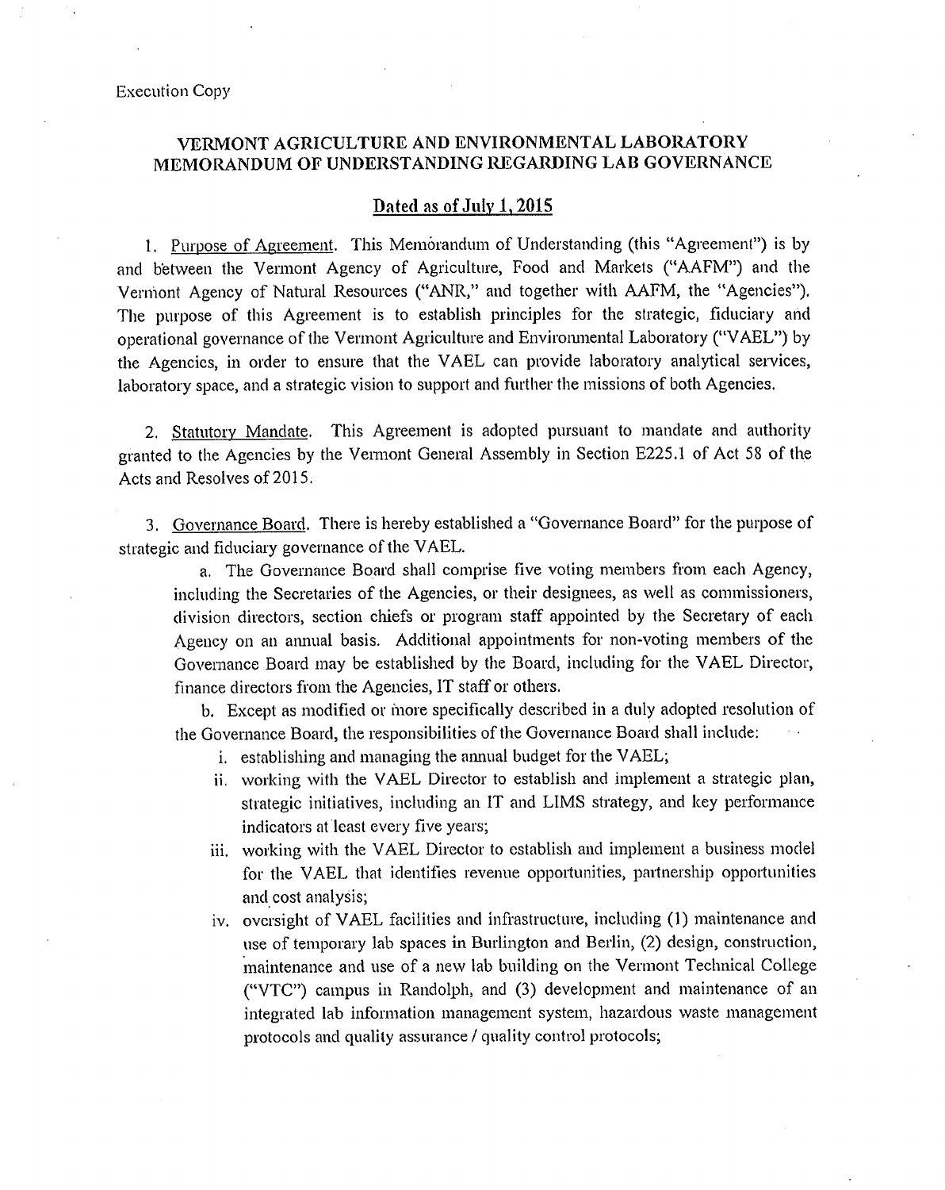Execution Copy

# VERMONT AGRICULTURE AND ENVIRONMENTAL LABORATORY MEMORANDUM OF UNDERSTANDING REGARDING LAB GOVERNANCE

## Dated as of July 1, 2015

1. Purpose of Agreement. This Memorandum of Understanding (this "Agreement") is by and between the Vermont Agency of Agriculture, Food and Markets ("AAFM") and the Vermont Agency of Natural Resources ("ANR," and together with AAFM, the "Agencies"). The purpose of this Agreement is to establish principles for the strategic, fiduciary and operational governance of the Vermont Agriculture and Environmental Laboratory ("VAEL") by the Agencies, in order to ensure that the VAEL can provide laboratory analytical services, laboratory space, and a strategic vision to support and further the missions of both Agencies.

2. Statutory Mandate. This Agreement is adopted pursuant to mandate and authority granted to the Agencies by the Vermont General Assembly in Section E225.1 of Act 58 of the Acts and Resolves of 2015.

3. Governance Board. There is hereby established a "Governance Board" for the purpose of strategic and fiduciary governance of the VAEL.

   a. The Governance Board shall comprise five voting members from each Agency, including the Secretaries of the Agencies, or their designees, as well as commissioners, division directors, section chiefs or program staff appointed by the Secretary of each Agency on an annual basis. Additional appointments for non-voting members of the Governance Board may be established by the Board, including for the VAEL Director, finance directors from the Agencies, IT staff or others.

   b. Except as modified or more specifically described in a duly adopted resolution of the Governance Board, the responsibilities of the Governance Board shall include:

      i. establishing and managing the annual budget for the VAEL;

      ii. working with the VAEL Director to establish and implement a strategic plan, strategic initiatives, including an IT and LIMS strategy, and key performance indicators at least every five years;

      iii. working with the VAEL Director to establish and implement a business model for the VAEL that identifies revenue opportunities, partnership opportunities and cost analysis;

      iv. oversight of VAEL facilities and infrastructure, including (1) maintenance and use of temporary lab spaces in Burlington and Berlin, (2) design, construction, maintenance and use of a new lab building on the Vermont Technical College ("VTC") campus in Randolph, and (3) development and maintenance of an integrated lab information management system, hazardous waste management protocols and quality assurance / quality control protocols;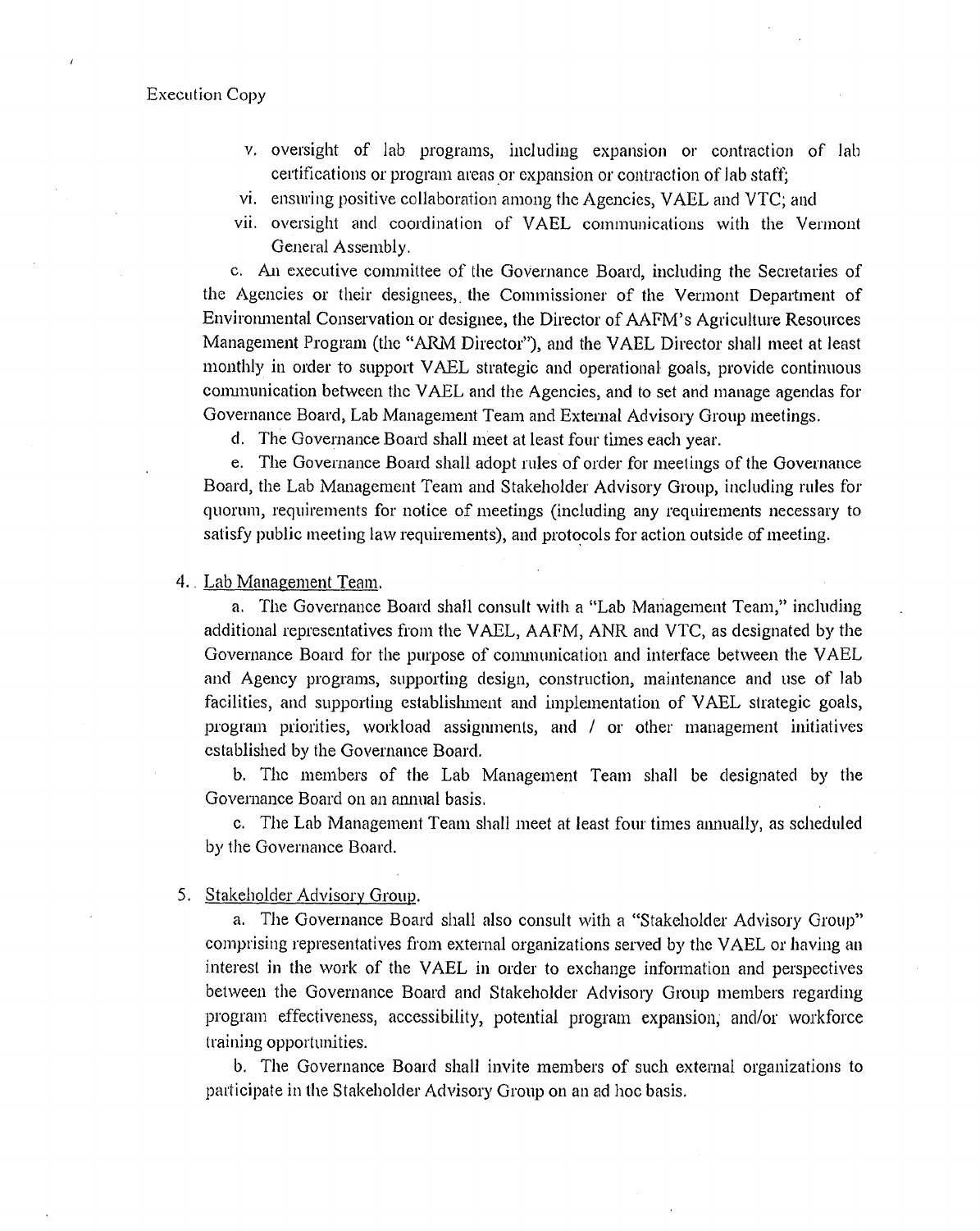v. oversight of lab programs, including expansion or contraction of lab certifications or program areas or expansion or contraction of lab staff;

vi. ensuring positive collaboration among the Agencies, VAEL and VTC; and

vii. oversight and coordination of VAEL communications with the Vermont General Assembly.

c. An executive committee of the Governance Board, including the Secretaries of the Agencies or their designees, the Commissioner of the Vermont Department of Environmental Conservation or designee, the Director of AAFM's Agriculture Resources Management Program (the "ARM Director"), and the VAEL Director shall meet at least monthly in order to support VAEL strategic and operational goals, provide continuous communication between the VAEL and the Agencies, and to set and manage agendas for Governance Board, Lab Management Team and External Advisory Group meetings.

d. The Governance Board shall meet at least four times each year.

e. The Governance Board shall adopt rules of order for meetings of the Governance Board, the Lab Management Team and Stakeholder Advisory Group, including rules for quorum, requirements for notice of meetings (including any requirements necessary to satisfy public meeting law requirements), and protocols for action outside of meeting.

4. Lab Management Team.

a. The Governance Board shall consult with a "Lab Management Team," including additional representatives from the VAEL, AAFM, ANR and VTC, as designated by the Governance Board for the purpose of communication and interface between the VAEL and Agency programs, supporting design, construction, maintenance and use of lab facilities, and supporting establishment and implementation of VAEL strategic goals, program priorities, workload assignments, and / or other management initiatives established by the Governance Board.

b. The members of the Lab Management Team shall be designated by the Governance Board on an annual basis.

c. The Lab Management Team shall meet at least four times annually, as scheduled by the Governance Board.

5. Stakeholder Advisory Group.

a. The Governance Board shall also consult with a "Stakeholder Advisory Group" comprising representatives from external organizations served by the VAEL or having an interest in the work of the VAEL in order to exchange information and perspectives between the Governance Board and Stakeholder Advisory Group members regarding program effectiveness, accessibility, potential program expansion, and/or workforce training opportunities.

b. The Governance Board shall invite members of such external organizations to participate in the Stakeholder Advisory Group on an ad hoc basis.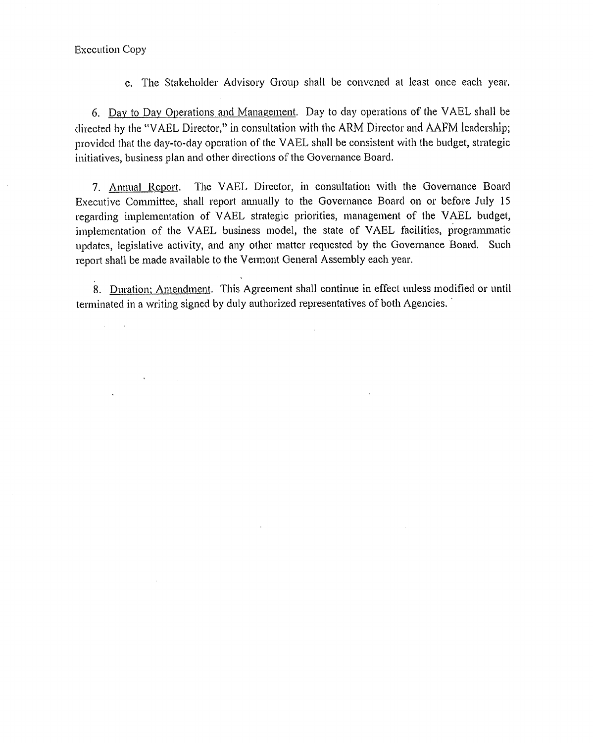c. The Stakeholder Advisory Group shall be convened at least once each year.

6. Day to Day Operations and Management. Day to day operations of the VAEL shall be directed by the "VAEL Director," in consultation with the ARM Director and AAFM leadership; provided that the day-to-day operation of the VAEL shall be consistent with the budget, strategic initiatives, business plan and other directions of the Governance Board.

7. Annual Report. The VAEL Director, in consultation with the Governance Board Executive Committee, shall report annually to the Governance Board on or before July 15 regarding implementation of VAEL strategic priorities, management of the VAEL budget, implementation of the VAEL business model, the state of VAEL facilities, programmatic updates, legislative activity, and any other matter requested by the Governance Board. Such report shall be made available to the Vermont General Assembly each year.

8. Duration; Amendment. This Agreement shall continue in effect unless modified or until terminated in a writing signed by duly authorized representatives of both Agencies.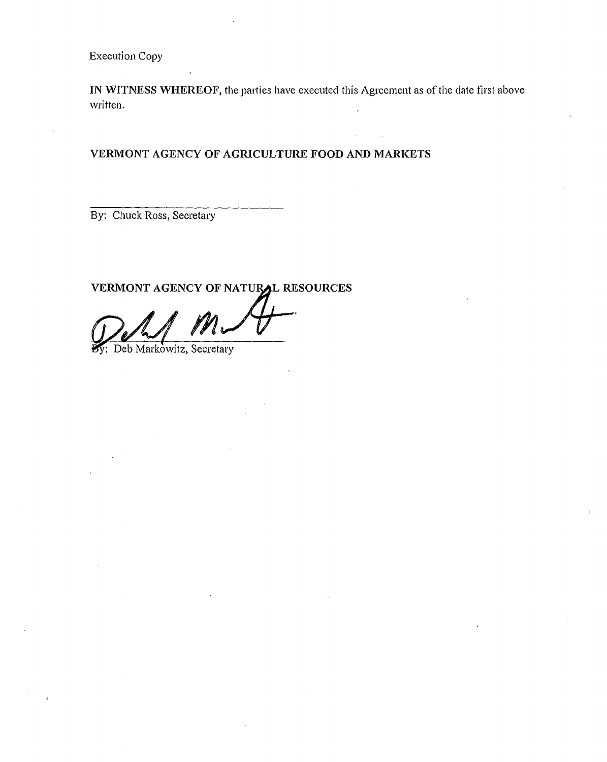Execution Copy

**IN WITNESS WHEREOF**, the parties have executed this Agreement as of the date first above written.

**VERMONT AGENCY OF AGRICULTURE FOOD AND MARKETS**

\_\_\_\_\_\_\_\_\_\_\_\_\_\_\_\_\_\_\_\_\_\_\_\_\_\_\_\_\_\_\_\_

By: Chuck Ross, Secretary

**VERMONT AGENCY OF NATURAL RESOURCES**

\_\_\_\_\_\_\_\_\_\_\_\_\_\_\_\_\_\_\_\_\_\_\_\_\_\_\_\_\_\_\_\_

By: Deb Markowitz, Secretary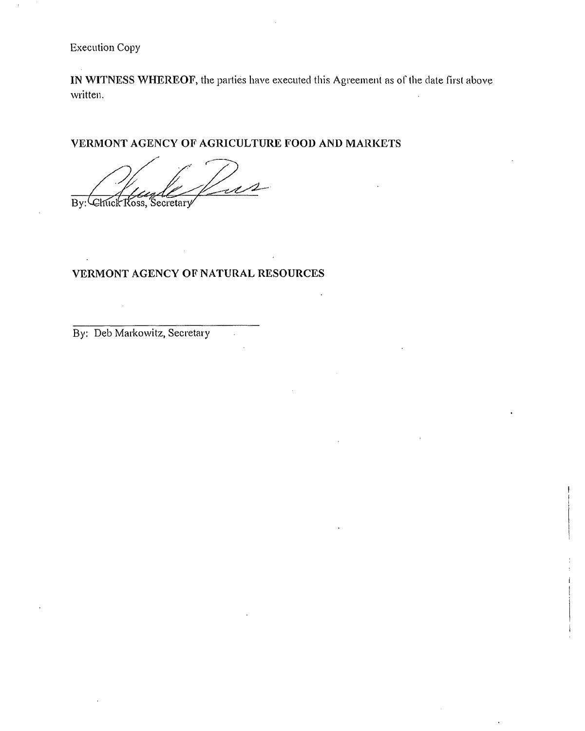Execution Copy

**IN WITNESS WHEREOF,** the parties have executed this Agreement as of the date first above written.

**VERMONT AGENCY OF AGRICULTURE FOOD AND MARKETS**

By: Chuck Ross, Secretary

**VERMONT AGENCY OF NATURAL RESOURCES**

By: Deb Markowitz, Secretary